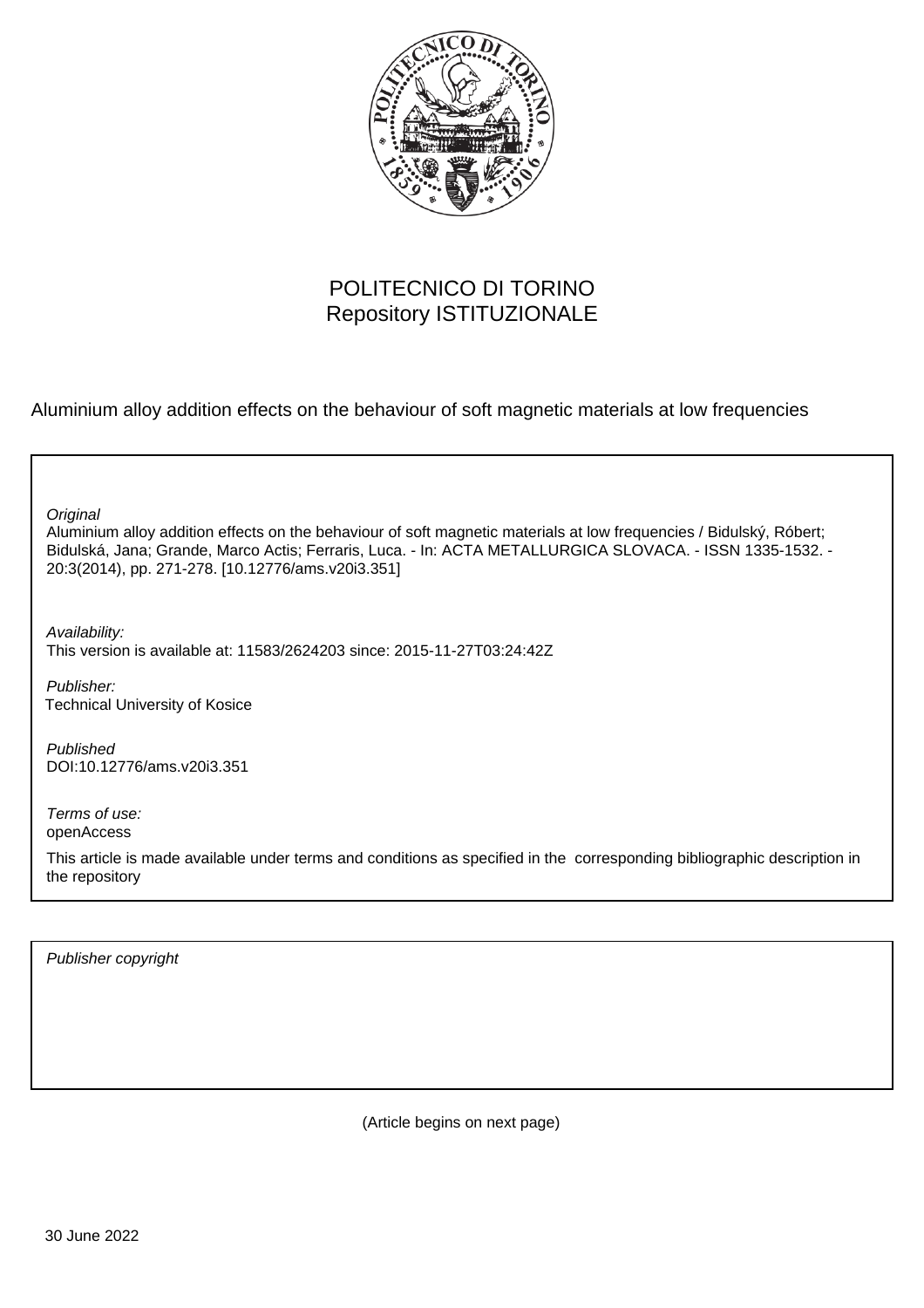POLITECNICO DI TORINO
Repository ISTITUZIONALE

Aluminium alloy addition effects on the behaviour of soft magnetic materials at low frequencies

*Original*
Aluminium alloy addition effects on the behaviour of soft magnetic materials at low frequencies / Bidulský, Róbert; Bidulská, Jana; Grande, Marco Actis; Ferraris, Luca. - In: ACTA METALLURGICA SLOVACA. - ISSN 1335-1532. - 20:3(2014), pp. 271-278. [10.12776/ams.v20i3.351]

*Availability:*
This version is available at: 11583/2624203 since: 2015-11-27T03:24:42Z

*Publisher:*
Technical University of Kosice

*Published*
DOI:10.12776/ams.v20i3.351

*Terms of use:*
openAccess

This article is made available under terms and conditions as specified in the corresponding bibliographic description in the repository

*Publisher copyright*

(Article begins on next page)

30 June 2022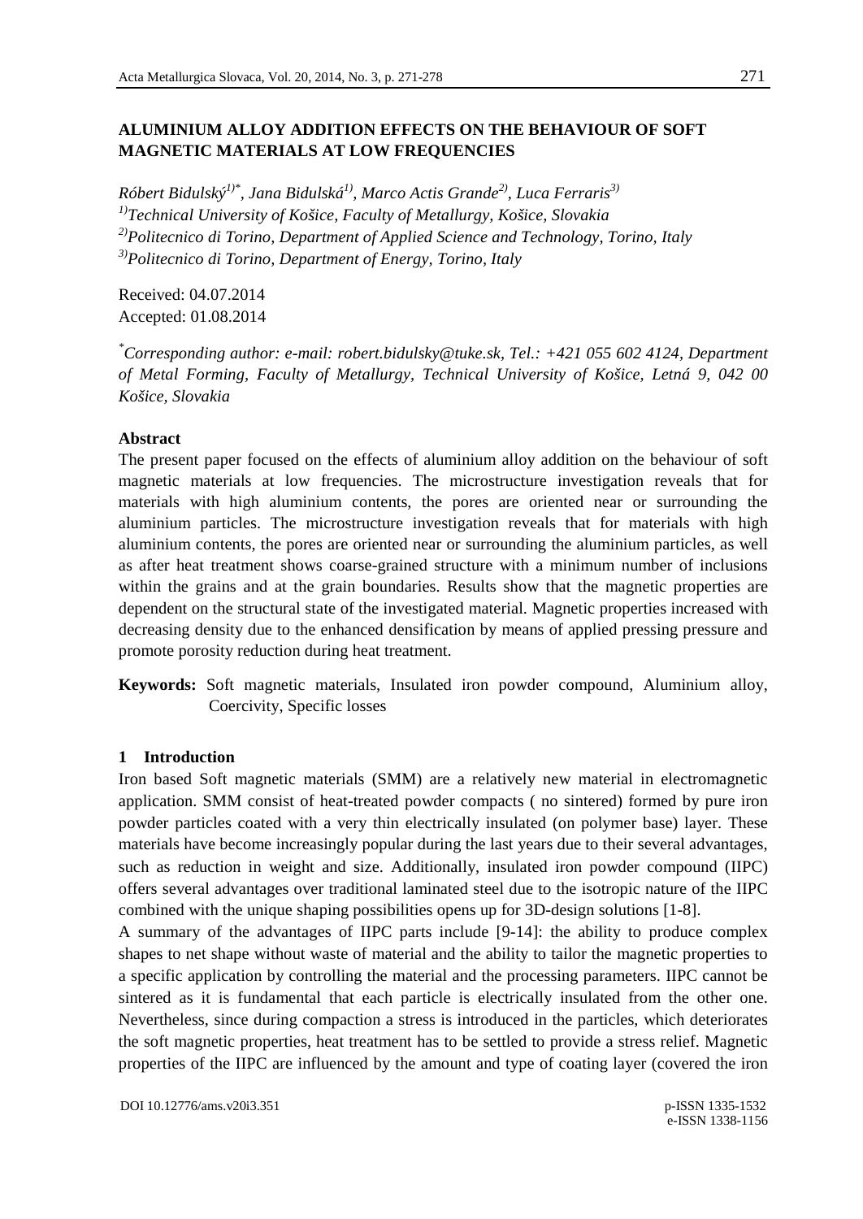# ALUMINIUM ALLOY ADDITION EFFECTS ON THE BEHAVIOUR OF SOFT MAGNETIC MATERIALS AT LOW FREQUENCIES

*Róbert Bidulský[1)*], Jana Bidulská[1)], Marco Actis Grande[2)], Luca Ferraris[3)]*
*[1)]Technical University of Košice, Faculty of Metallurgy, Košice, Slovakia*
*[2)]Politecnico di Torino, Department of Applied Science and Technology, Torino, Italy*
*[3)]Politecnico di Torino, Department of Energy, Torino, Italy*

Received: 04.07.2014
Accepted: 01.08.2014

*[*]Corresponding author: e-mail: robert.bidulsky@tuke.sk, Tel.: +421 055 602 4124, Department of Metal Forming, Faculty of Metallurgy, Technical University of Košice, Letná 9, 042 00 Košice, Slovakia*

## Abstract

The present paper focused on the effects of aluminium alloy addition on the behaviour of soft magnetic materials at low frequencies. The microstructure investigation reveals that for materials with high aluminium contents, the pores are oriented near or surrounding the aluminium particles. The microstructure investigation reveals that for materials with high aluminium contents, the pores are oriented near or surrounding the aluminium particles, as well as after heat treatment shows coarse-grained structure with a minimum number of inclusions within the grains and at the grain boundaries. Results show that the magnetic properties are dependent on the structural state of the investigated material. Magnetic properties increased with decreasing density due to the enhanced densification by means of applied pressing pressure and promote porosity reduction during heat treatment.

**Keywords:** Soft magnetic materials, Insulated iron powder compound, Aluminium alloy, Coercivity, Specific losses

## 1 Introduction

Iron based Soft magnetic materials (SMM) are a relatively new material in electromagnetic application. SMM consist of heat-treated powder compacts ( no sintered) formed by pure iron powder particles coated with a very thin electrically insulated (on polymer base) layer. These materials have become increasingly popular during the last years due to their several advantages, such as reduction in weight and size. Additionally, insulated iron powder compound (IIPC) offers several advantages over traditional laminated steel due to the isotropic nature of the IIPC combined with the unique shaping possibilities opens up for 3D-design solutions [1-8].

A summary of the advantages of IIPC parts include [9-14]: the ability to produce complex shapes to net shape without waste of material and the ability to tailor the magnetic properties to a specific application by controlling the material and the processing parameters. IIPC cannot be sintered as it is fundamental that each particle is electrically insulated from the other one. Nevertheless, since during compaction a stress is introduced in the particles, which deteriorates the soft magnetic properties, heat treatment has to be settled to provide a stress relief. Magnetic properties of the IIPC are influenced by the amount and type of coating layer (covered the iron

DOI 10.12776/ams.v20i3.351 p-ISSN 1335-1532 e-ISSN 1338-1156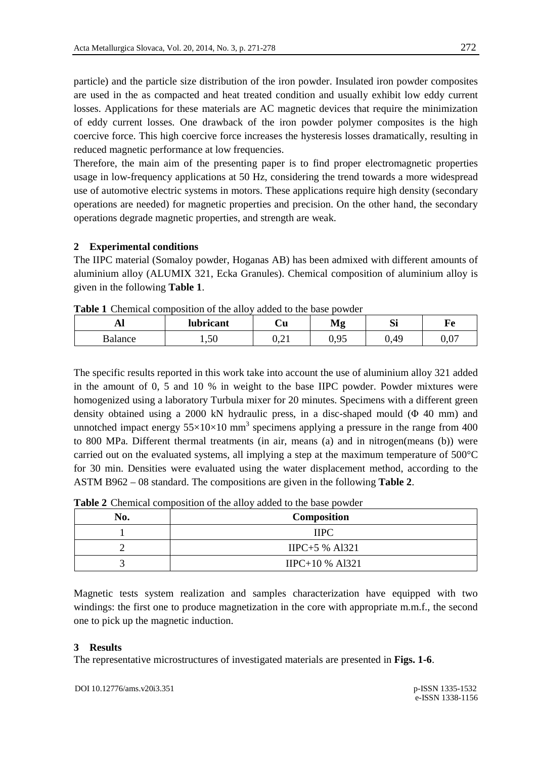particle) and the particle size distribution of the iron powder. Insulated iron powder composites are used in the as compacted and heat treated condition and usually exhibit low eddy current losses. Applications for these materials are AC magnetic devices that require the minimization of eddy current losses. One drawback of the iron powder polymer composites is the high coercive force. This high coercive force increases the hysteresis losses dramatically, resulting in reduced magnetic performance at low frequencies.

Therefore, the main aim of the presenting paper is to find proper electromagnetic properties usage in low-frequency applications at 50 Hz, considering the trend towards a more widespread use of automotive electric systems in motors. These applications require high density (secondary operations are needed) for magnetic properties and precision. On the other hand, the secondary operations degrade magnetic properties, and strength are weak.

## 2 Experimental conditions

The IIPC material (Somaloy powder, Hoganas AB) has been admixed with different amounts of aluminium alloy (ALUMIX 321, Ecka Granules). Chemical composition of aluminium alloy is given in the following **Table 1**.

**Table 1** Chemical composition of the alloy added to the base powder

| Al | lubricant | Cu | Mg | Si | Fe |
|---|---|---|---|---|---|
| Balance | 1,50 | 0,21 | 0,95 | 0,49 | 0,07 |

The specific results reported in this work take into account the use of aluminium alloy 321 added in the amount of 0, 5 and 10 % in weight to the base IIPC powder. Powder mixtures were homogenized using a laboratory Turbula mixer for 20 minutes. Specimens with a different green density obtained using a 2000 kN hydraulic press, in a disc-shaped mould ($\Phi$ 40 mm) and unnotched impact energy $55\times10\times10$ mm$^3$ specimens applying a pressure in the range from 400 to 800 MPa. Different thermal treatments (in air, means (a) and in nitrogen(means (b)) were carried out on the evaluated systems, all implying a step at the maximum temperature of 500°C for 30 min. Densities were evaluated using the water displacement method, according to the ASTM B962 – 08 standard. The compositions are given in the following **Table 2**.

**Table 2** Chemical composition of the alloy added to the base powder

| No. | Composition |
|---|---|
| 1 | IIPC |
| 2 | IIPC+5 % Al321 |
| 3 | IIPC+10 % Al321 |

Magnetic tests system realization and samples characterization have equipped with two windings: the first one to produce magnetization in the core with appropriate m.m.f., the second one to pick up the magnetic induction.

## 3 Results

The representative microstructures of investigated materials are presented in **Figs. 1-6**.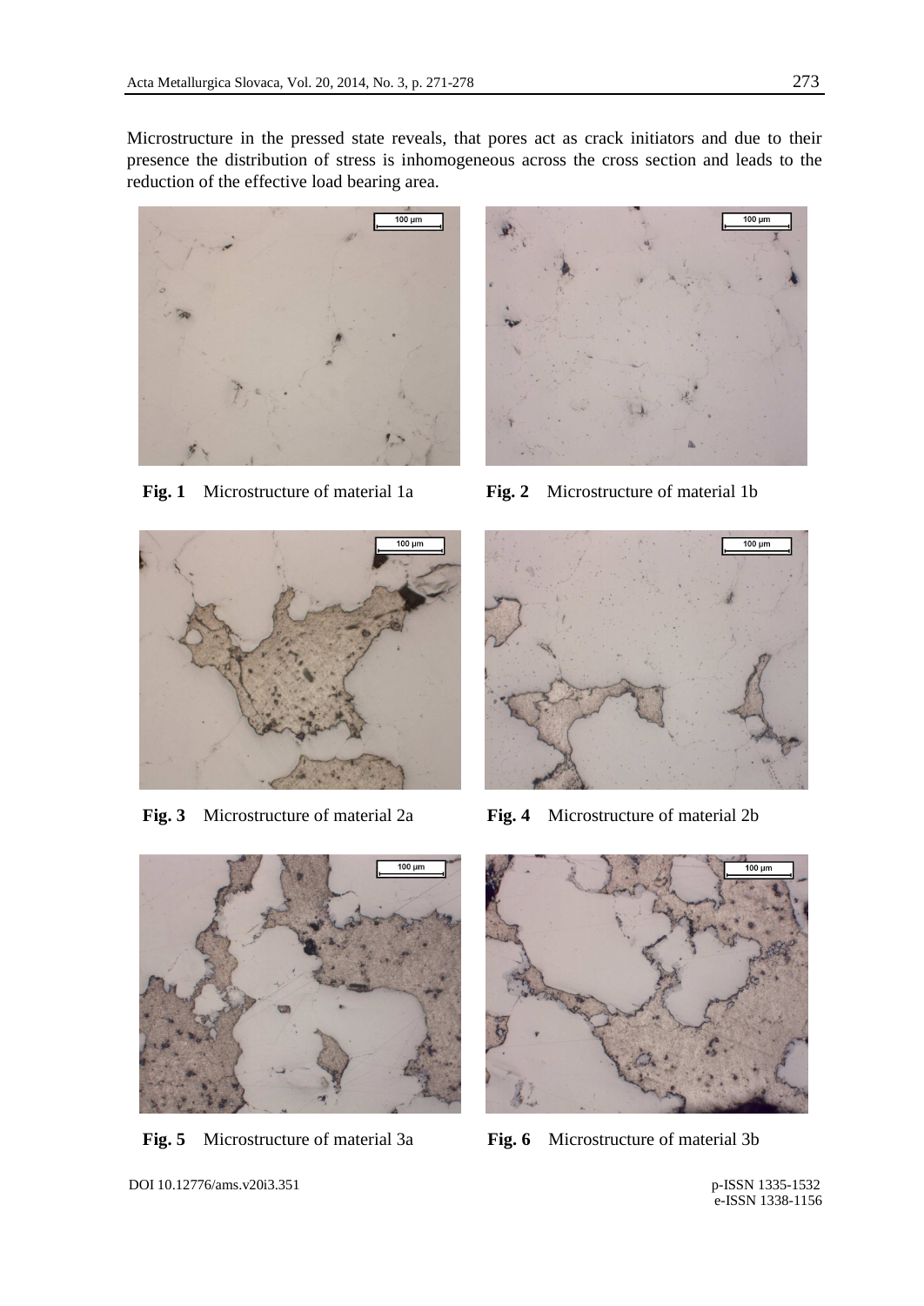Microstructure in the pressed state reveals, that pores act as crack initiators and due to their presence the distribution of stress is inhomogeneous across the cross section and leads to the reduction of the effective load bearing area.

**Fig. 1** Microstructure of material 1a

**Fig. 2** Microstructure of material 1b

**Fig. 3** Microstructure of material 2a

**Fig. 4** Microstructure of material 2b

**Fig. 5** Microstructure of material 3a

**Fig. 6** Microstructure of material 3b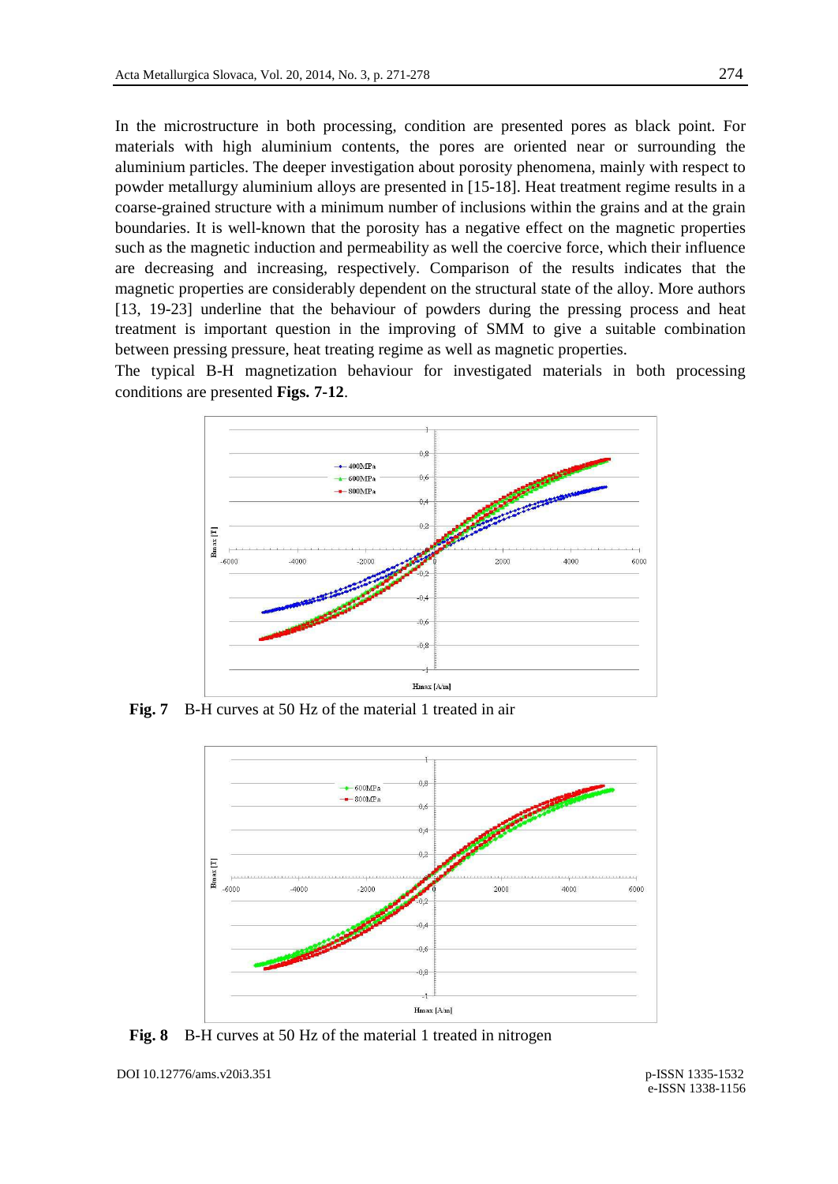In the microstructure in both processing, condition are presented pores as black point. For materials with high aluminium contents, the pores are oriented near or surrounding the aluminium particles. The deeper investigation about porosity phenomena, mainly with respect to powder metallurgy aluminium alloys are presented in [15-18]. Heat treatment regime results in a coarse-grained structure with a minimum number of inclusions within the grains and at the grain boundaries. It is well-known that the porosity has a negative effect on the magnetic properties such as the magnetic induction and permeability as well the coercive force, which their influence are decreasing and increasing, respectively. Comparison of the results indicates that the magnetic properties are considerably dependent on the structural state of the alloy. More authors [13, 19-23] underline that the behaviour of powders during the pressing process and heat treatment is important question in the improving of SMM to give a suitable combination between pressing pressure, heat treating regime as well as magnetic properties.

The typical B-H magnetization behaviour for investigated materials in both processing conditions are presented **Figs. 7-12**.

**Fig. 7** B-H curves at 50 Hz of the material 1 treated in air

**Fig. 8** B-H curves at 50 Hz of the material 1 treated in nitrogen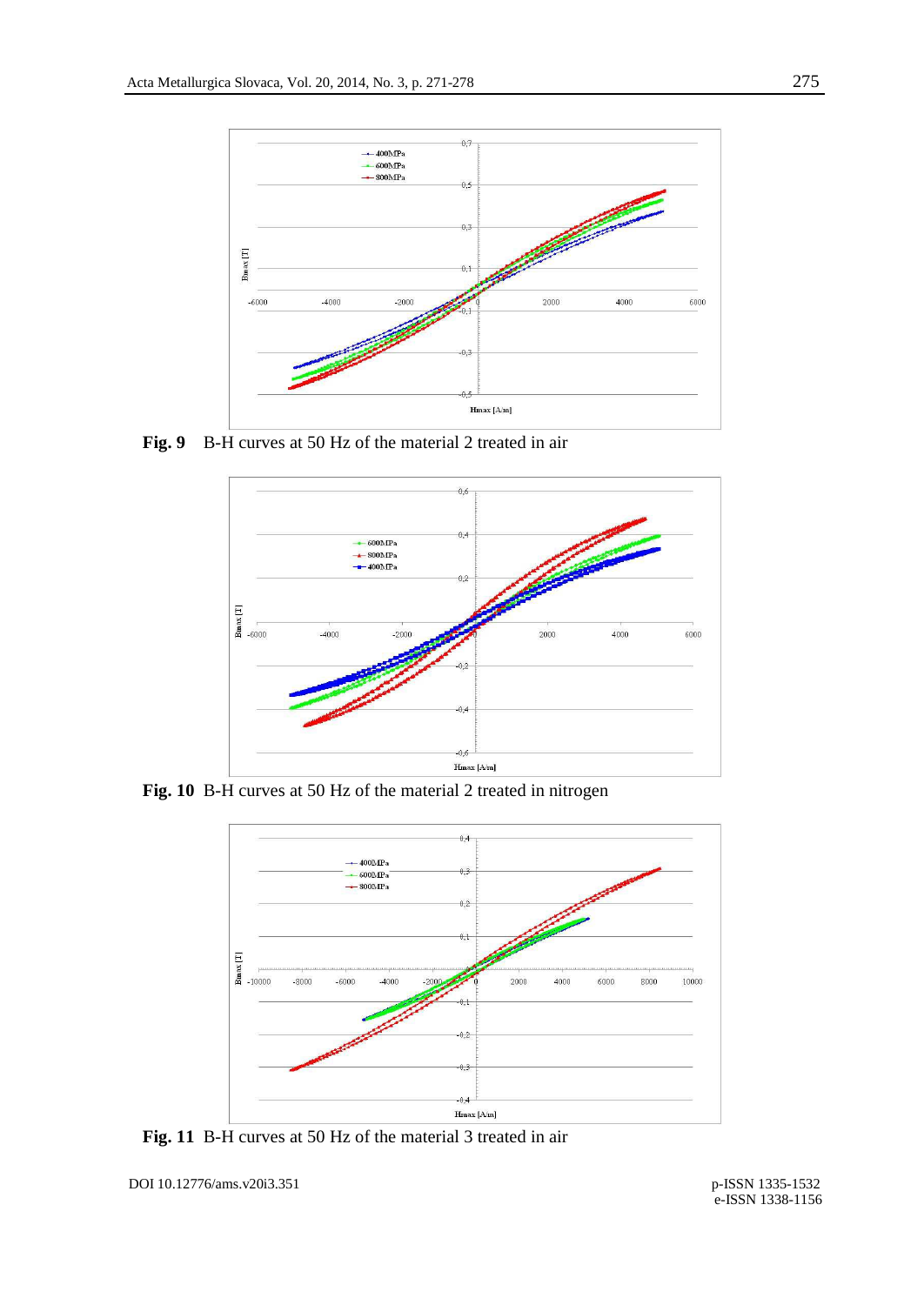**Fig. 9** B-H curves at 50 Hz of the material 2 treated in air

**Fig. 10** B-H curves at 50 Hz of the material 2 treated in nitrogen

**Fig. 11** B-H curves at 50 Hz of the material 3 treated in air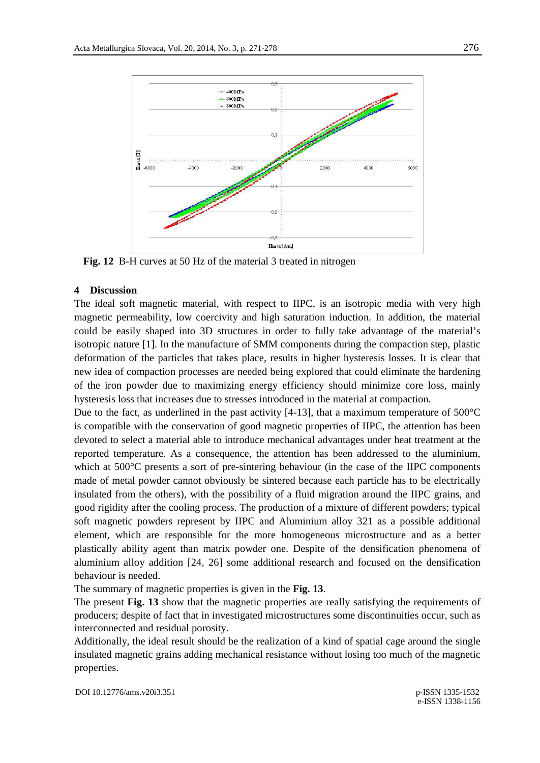**Fig. 12** B-H curves at 50 Hz of the material 3 treated in nitrogen

## 4 Discussion

The ideal soft magnetic material, with respect to IIPC, is an isotropic media with very high magnetic permeability, low coercivity and high saturation induction. In addition, the material could be easily shaped into 3D structures in order to fully take advantage of the material's isotropic nature [1]. In the manufacture of SMM components during the compaction step, plastic deformation of the particles that takes place, results in higher hysteresis losses. It is clear that new idea of compaction processes are needed being explored that could eliminate the hardening of the iron powder due to maximizing energy efficiency should minimize core loss, mainly hysteresis loss that increases due to stresses introduced in the material at compaction.

Due to the fact, as underlined in the past activity [4-13], that a maximum temperature of 500°C is compatible with the conservation of good magnetic properties of IIPC, the attention has been devoted to select a material able to introduce mechanical advantages under heat treatment at the reported temperature. As a consequence, the attention has been addressed to the aluminium, which at 500°C presents a sort of pre-sintering behaviour (in the case of the IIPC components made of metal powder cannot obviously be sintered because each particle has to be electrically insulated from the others), with the possibility of a fluid migration around the IIPC grains, and good rigidity after the cooling process. The production of a mixture of different powders; typical soft magnetic powders represent by IIPC and Aluminium alloy 321 as a possible additional element, which are responsible for the more homogeneous microstructure and as a better plastically ability agent than matrix powder one. Despite of the densification phenomena of aluminium alloy addition [24, 26] some additional research and focused on the densification behaviour is needed.

The summary of magnetic properties is given in the **Fig. 13**.

The present **Fig. 13** show that the magnetic properties are really satisfying the requirements of producers; despite of fact that in investigated microstructures some discontinuities occur, such as interconnected and residual porosity.

Additionally, the ideal result should be the realization of a kind of spatial cage around the single insulated magnetic grains adding mechanical resistance without losing too much of the magnetic properties.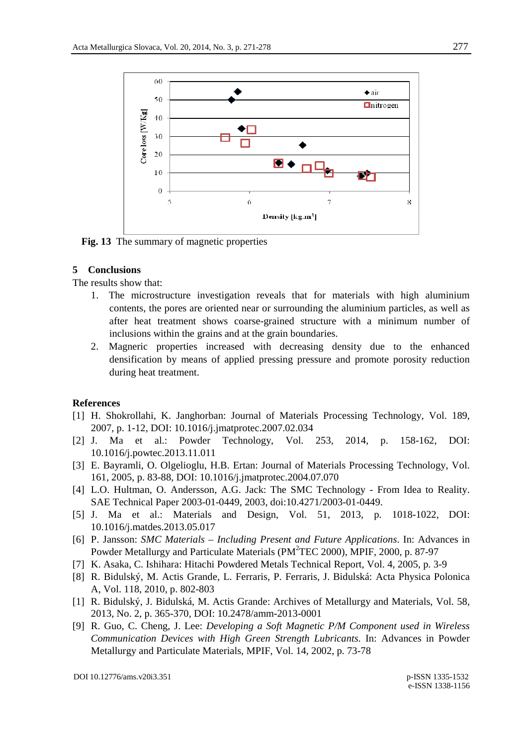Fig. 13 The summary of magnetic properties

## 5 Conclusions

The results show that:

1. The microstructure investigation reveals that for materials with high aluminium contents, the pores are oriented near or surrounding the aluminium particles, as well as after heat treatment shows coarse-grained structure with a minimum number of inclusions within the grains and at the grain boundaries.
2. Magneric properties increased with decreasing density due to the enhanced densification by means of applied pressing pressure and promote porosity reduction during heat treatment.

## References

[1] H. Shokrollahi, K. Janghorban: Journal of Materials Processing Technology, Vol. 189, 2007, p. 1-12, DOI: 10.1016/j.jmatprotec.2007.02.034

[2] J. Ma et al.: Powder Technology, Vol. 253, 2014, p. 158-162, DOI: 10.1016/j.powtec.2013.11.011

[3] E. Bayramli, O. Olgelioglu, H.B. Ertan: Journal of Materials Processing Technology, Vol. 161, 2005, p. 83-88, DOI: 10.1016/j.jmatprotec.2004.07.070

[4] L.O. Hultman, O. Andersson, A.G. Jack: The SMC Technology - From Idea to Reality. SAE Technical Paper 2003-01-0449, 2003, doi:10.4271/2003-01-0449.

[5] J. Ma et al.: Materials and Design, Vol. 51, 2013, p. 1018-1022, DOI: 10.1016/j.matdes.2013.05.017

[6] P. Jansson: *SMC Materials – Including Present and Future Applications*. In: Advances in Powder Metallurgy and Particulate Materials (PM$^2$TEC 2000), MPIF, 2000, p. 87-97

[7] K. Asaka, C. Ishihara: Hitachi Powdered Metals Technical Report, Vol. 4, 2005, p. 3-9

[8] R. Bidulský, M. Actis Grande, L. Ferraris, P. Ferraris, J. Bidulská: Acta Physica Polonica A, Vol. 118, 2010, p. 802-803

[1] R. Bidulský, J. Bidulská, M. Actis Grande: Archives of Metallurgy and Materials, Vol. 58, 2013, No. 2, p. 365-370, DOI: 10.2478/amm-2013-0001

[9] R. Guo, C. Cheng, J. Lee: *Developing a Soft Magnetic P/M Component used in Wireless Communication Devices with High Green Strength Lubricants*. In: Advances in Powder Metallurgy and Particulate Materials, MPIF, Vol. 14, 2002, p. 73-78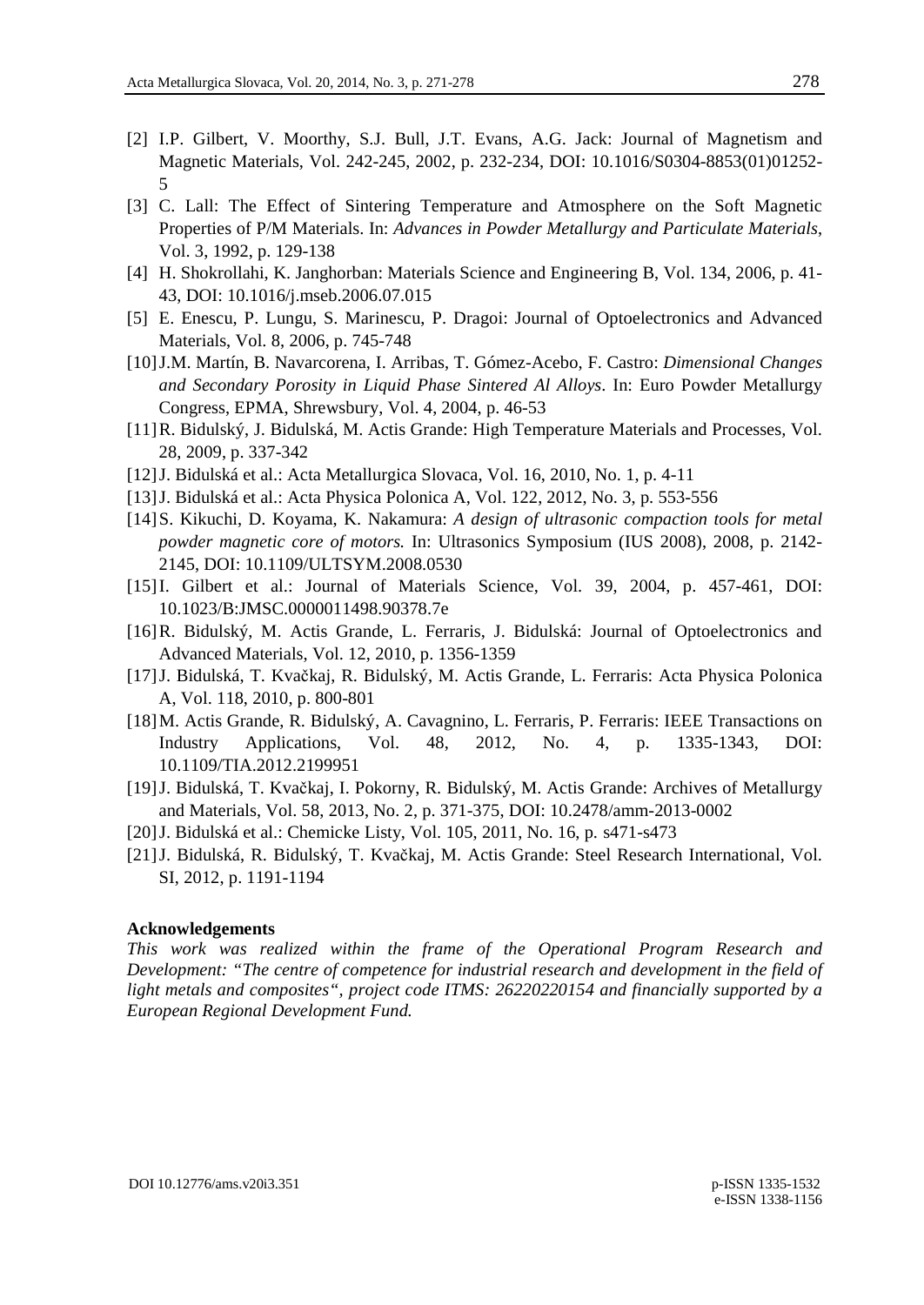[2] I.P. Gilbert, V. Moorthy, S.J. Bull, J.T. Evans, A.G. Jack: Journal of Magnetism and Magnetic Materials, Vol. 242-245, 2002, p. 232-234, DOI: 10.1016/S0304-8853(01)01252-5

[3] C. Lall: The Effect of Sintering Temperature and Atmosphere on the Soft Magnetic Properties of P/M Materials. In: *Advances in Powder Metallurgy and Particulate Materials*, Vol. 3, 1992, p. 129-138

[4] H. Shokrollahi, K. Janghorban: Materials Science and Engineering B, Vol. 134, 2006, p. 41-43, DOI: 10.1016/j.mseb.2006.07.015

[5] E. Enescu, P. Lungu, S. Marinescu, P. Dragoi: Journal of Optoelectronics and Advanced Materials, Vol. 8, 2006, p. 745-748

[10] J.M. Martín, B. Navarcorena, I. Arribas, T. Gómez-Acebo, F. Castro: *Dimensional Changes and Secondary Porosity in Liquid Phase Sintered Al Alloys*. In: Euro Powder Metallurgy Congress, EPMA, Shrewsbury, Vol. 4, 2004, p. 46-53

[11] R. Bidulský, J. Bidulská, M. Actis Grande: High Temperature Materials and Processes, Vol. 28, 2009, p. 337-342

[12] J. Bidulská et al.: Acta Metallurgica Slovaca, Vol. 16, 2010, No. 1, p. 4-11

[13] J. Bidulská et al.: Acta Physica Polonica A, Vol. 122, 2012, No. 3, p. 553-556

[14] S. Kikuchi, D. Koyama, K. Nakamura: *A design of ultrasonic compaction tools for metal powder magnetic core of motors.* In: Ultrasonics Symposium (IUS 2008), 2008, p. 2142-2145, DOI: 10.1109/ULTSYM.2008.0530

[15] I. Gilbert et al.: Journal of Materials Science, Vol. 39, 2004, p. 457-461, DOI: 10.1023/B:JMSC.0000011498.90378.7e

[16] R. Bidulský, M. Actis Grande, L. Ferraris, J. Bidulská: Journal of Optoelectronics and Advanced Materials, Vol. 12, 2010, p. 1356-1359

[17] J. Bidulská, T. Kvačkaj, R. Bidulský, M. Actis Grande, L. Ferraris: Acta Physica Polonica A, Vol. 118, 2010, p. 800-801

[18] M. Actis Grande, R. Bidulský, A. Cavagnino, L. Ferraris, P. Ferraris: IEEE Transactions on Industry Applications, Vol. 48, 2012, No. 4, p. 1335-1343, DOI: 10.1109/TIA.2012.2199951

[19] J. Bidulská, T. Kvačkaj, I. Pokorny, R. Bidulský, M. Actis Grande: Archives of Metallurgy and Materials, Vol. 58, 2013, No. 2, p. 371-375, DOI: 10.2478/amm-2013-0002

[20] J. Bidulská et al.: Chemicke Listy, Vol. 105, 2011, No. 16, p. s471-s473

[21] J. Bidulská, R. Bidulský, T. Kvačkaj, M. Actis Grande: Steel Research International, Vol. SI, 2012, p. 1191-1194

**Acknowledgements**

*This work was realized within the frame of the Operational Program Research and Development: "The centre of competence for industrial research and development in the field of light metals and composites", project code ITMS: 26220220154 and financially supported by a European Regional Development Fund.*